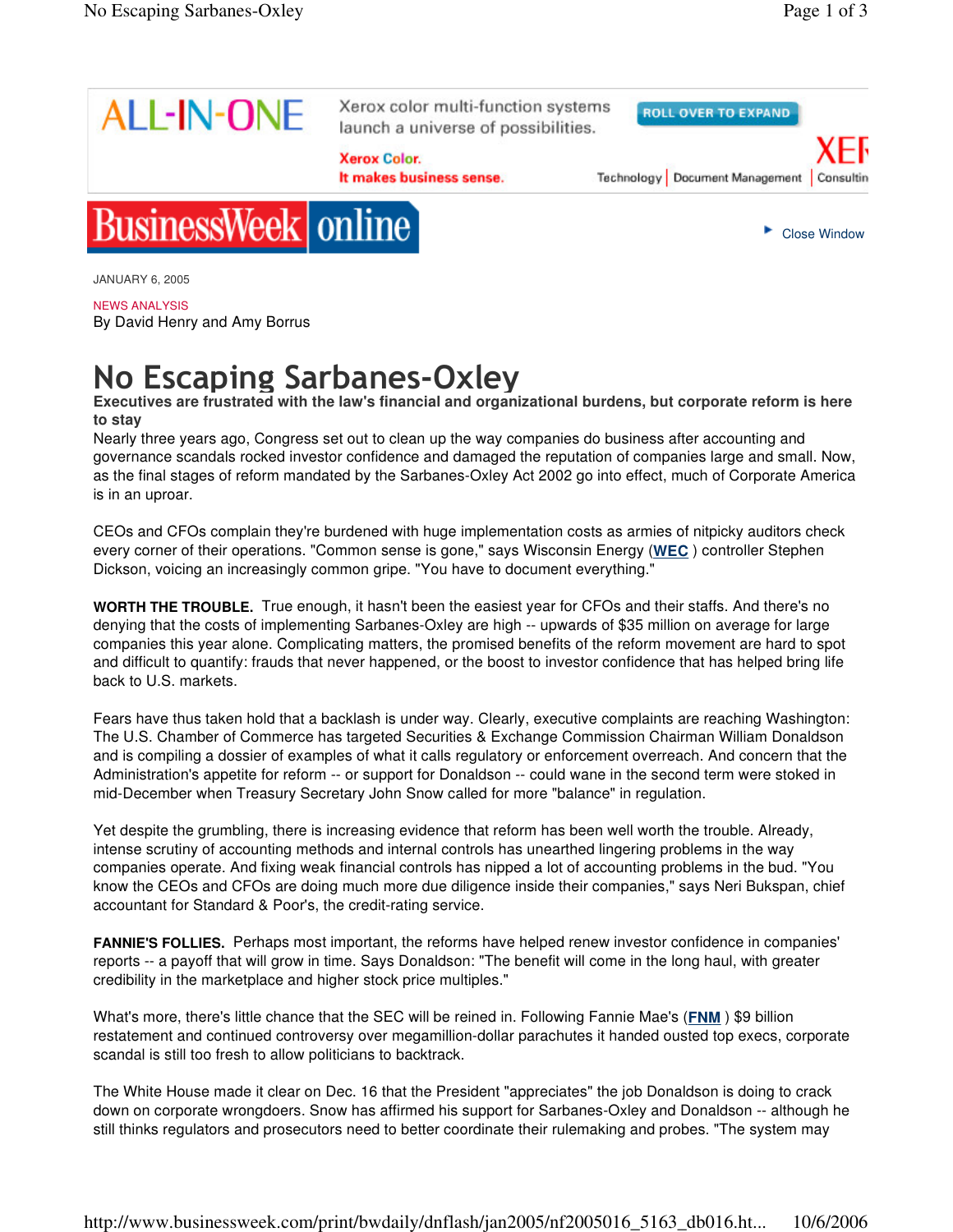JANUARY 6, 2005

NEWS ANALYSIS

By David Henry and Amy Borrus

# No Escaping Sarbanes-Oxley

**Executives are frustrated with the law's financial and organizational burdens, but corporate reform is here to stay**

Nearly three years ago, Congress set out to clean up the way companies do business after accounting and governance scandals rocked investor confidence and damaged the reputation of companies large and small. Now, as the final stages of reform mandated by the Sarbanes-Oxley Act 2002 go into effect, much of Corporate America is in an uproar.

CEOs and CFOs complain they're burdened with huge implementation costs as armies of nitpicky auditors check every corner of their operations. "Common sense is gone," says Wisconsin Energy (**WEC** ) controller Stephen Dickson, voicing an increasingly common gripe. "You have to document everything."

**WORTH THE TROUBLE.** True enough, it hasn't been the easiest year for CFOs and their staffs. And there's no denying that the costs of implementing Sarbanes-Oxley are high -- upwards of $35 million on average for large companies this year alone. Complicating matters, the promised benefits of the reform movement are hard to spot and difficult to quantify: frauds that never happened, or the boost to investor confidence that has helped bring life back to U.S. markets.

Fears have thus taken hold that a backlash is under way. Clearly, executive complaints are reaching Washington: The U.S. Chamber of Commerce has targeted Securities & Exchange Commission Chairman William Donaldson and is compiling a dossier of examples of what it calls regulatory or enforcement overreach. And concern that the Administration's appetite for reform -- or support for Donaldson -- could wane in the second term were stoked in mid-December when Treasury Secretary John Snow called for more "balance" in regulation.

Yet despite the grumbling, there is increasing evidence that reform has been well worth the trouble. Already, intense scrutiny of accounting methods and internal controls has unearthed lingering problems in the way companies operate. And fixing weak financial controls has nipped a lot of accounting problems in the bud. "You know the CEOs and CFOs are doing much more due diligence inside their companies," says Neri Bukspan, chief accountant for Standard & Poor's, the credit-rating service.

**FANNIE'S FOLLIES.** Perhaps most important, the reforms have helped renew investor confidence in companies' reports -- a payoff that will grow in time. Says Donaldson: "The benefit will come in the long haul, with greater credibility in the marketplace and higher stock price multiples."

What's more, there's little chance that the SEC will be reined in. Following Fannie Mae's (**FNM** ) $9 billion restatement and continued controversy over megamillion-dollar parachutes it handed ousted top execs, corporate scandal is still too fresh to allow politicians to backtrack.

The White House made it clear on Dec. 16 that the President "appreciates" the job Donaldson is doing to crack down on corporate wrongdoers. Snow has affirmed his support for Sarbanes-Oxley and Donaldson -- although he still thinks regulators and prosecutors need to better coordinate their rulemaking and probes. "The system may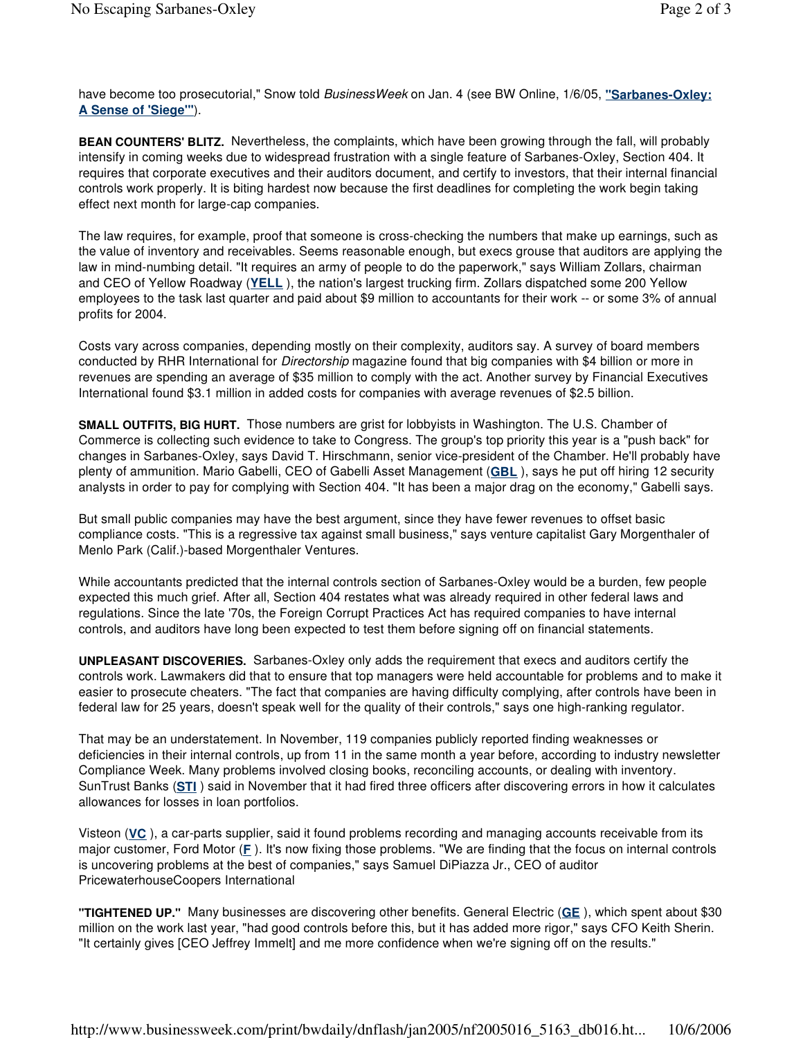have become too prosecutorial," Snow told *BusinessWeek* on Jan. 4 (see BW Online, 1/6/05, **"Sarbanes-Oxley: A Sense of 'Siege'"**).

**BEAN COUNTERS' BLITZ.** Nevertheless, the complaints, which have been growing through the fall, will probably intensify in coming weeks due to widespread frustration with a single feature of Sarbanes-Oxley, Section 404. It requires that corporate executives and their auditors document, and certify to investors, that their internal financial controls work properly. It is biting hardest now because the first deadlines for completing the work begin taking effect next month for large-cap companies.

The law requires, for example, proof that someone is cross-checking the numbers that make up earnings, such as the value of inventory and receivables. Seems reasonable enough, but execs grouse that auditors are applying the law in mind-numbing detail. "It requires an army of people to do the paperwork," says William Zollars, chairman and CEO of Yellow Roadway (**YELL** ), the nation's largest trucking firm. Zollars dispatched some 200 Yellow employees to the task last quarter and paid about $9 million to accountants for their work -- or some 3% of annual profits for 2004.

Costs vary across companies, depending mostly on their complexity, auditors say. A survey of board members conducted by RHR International for *Directorship* magazine found that big companies with $4 billion or more in revenues are spending an average of $35 million to comply with the act. Another survey by Financial Executives International found $3.1 million in added costs for companies with average revenues of $2.5 billion.

**SMALL OUTFITS, BIG HURT.** Those numbers are grist for lobbyists in Washington. The U.S. Chamber of Commerce is collecting such evidence to take to Congress. The group's top priority this year is a "push back" for changes in Sarbanes-Oxley, says David T. Hirschmann, senior vice-president of the Chamber. He'll probably have plenty of ammunition. Mario Gabelli, CEO of Gabelli Asset Management (**GBL** ), says he put off hiring 12 security analysts in order to pay for complying with Section 404. "It has been a major drag on the economy," Gabelli says.

But small public companies may have the best argument, since they have fewer revenues to offset basic compliance costs. "This is a regressive tax against small business," says venture capitalist Gary Morgenthaler of Menlo Park (Calif.)-based Morgenthaler Ventures.

While accountants predicted that the internal controls section of Sarbanes-Oxley would be a burden, few people expected this much grief. After all, Section 404 restates what was already required in other federal laws and regulations. Since the late '70s, the Foreign Corrupt Practices Act has required companies to have internal controls, and auditors have long been expected to test them before signing off on financial statements.

**UNPLEASANT DISCOVERIES.** Sarbanes-Oxley only adds the requirement that execs and auditors certify the controls work. Lawmakers did that to ensure that top managers were held accountable for problems and to make it easier to prosecute cheaters. "The fact that companies are having difficulty complying, after controls have been in federal law for 25 years, doesn't speak well for the quality of their controls," says one high-ranking regulator.

That may be an understatement. In November, 119 companies publicly reported finding weaknesses or deficiencies in their internal controls, up from 11 in the same month a year before, according to industry newsletter Compliance Week. Many problems involved closing books, reconciling accounts, or dealing with inventory. SunTrust Banks (**STI** ) said in November that it had fired three officers after discovering errors in how it calculates allowances for losses in loan portfolios.

Visteon (**VC** ), a car-parts supplier, said it found problems recording and managing accounts receivable from its major customer, Ford Motor (**F** ). It's now fixing those problems. "We are finding that the focus on internal controls is uncovering problems at the best of companies," says Samuel DiPiazza Jr., CEO of auditor PricewaterhouseCoopers International

**"TIGHTENED UP."** Many businesses are discovering other benefits. General Electric (**GE** ), which spent about $30 million on the work last year, "had good controls before this, but it has added more rigor," says CFO Keith Sherin. "It certainly gives [CEO Jeffrey Immelt] and me more confidence when we're signing off on the results."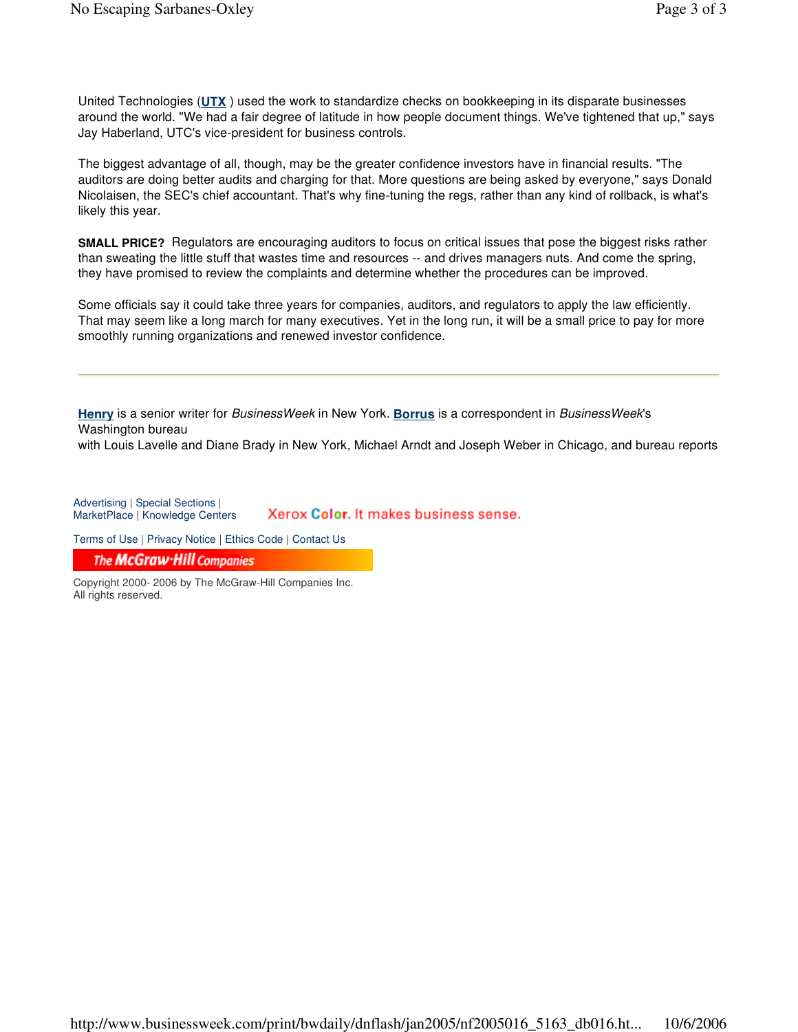United Technologies (**UTX**) used the work to standardize checks on bookkeeping in its disparate businesses around the world. "We had a fair degree of latitude in how people document things. We've tightened that up," says Jay Haberland, UTC's vice-president for business controls.

The biggest advantage of all, though, may be the greater confidence investors have in financial results. "The auditors are doing better audits and charging for that. More questions are being asked by everyone," says Donald Nicolaisen, the SEC's chief accountant. That's why fine-tuning the regs, rather than any kind of rollback, is what's likely this year.

**SMALL PRICE?** Regulators are encouraging auditors to focus on critical issues that pose the biggest risks rather than sweating the little stuff that wastes time and resources -- and drives managers nuts. And come the spring, they have promised to review the complaints and determine whether the procedures can be improved.

Some officials say it could take three years for companies, auditors, and regulators to apply the law efficiently. That may seem like a long march for many executives. Yet in the long run, it will be a small price to pay for more smoothly running organizations and renewed investor confidence.

---

**Henry** is a senior writer for *BusinessWeek* in New York. **Borrus** is a correspondent in *BusinessWeek*'s Washington bureau
with Louis Lavelle and Diane Brady in New York, Michael Arndt and Joseph Weber in Chicago, and bureau reports

Advertising | Special Sections | MarketPlace | Knowledge Centers

Xerox Color. It makes business sense.

Terms of Use | Privacy Notice | Ethics Code | Contact Us

The McGraw-Hill Companies

Copyright 2000- 2006 by The McGraw-Hill Companies Inc.
All rights reserved.